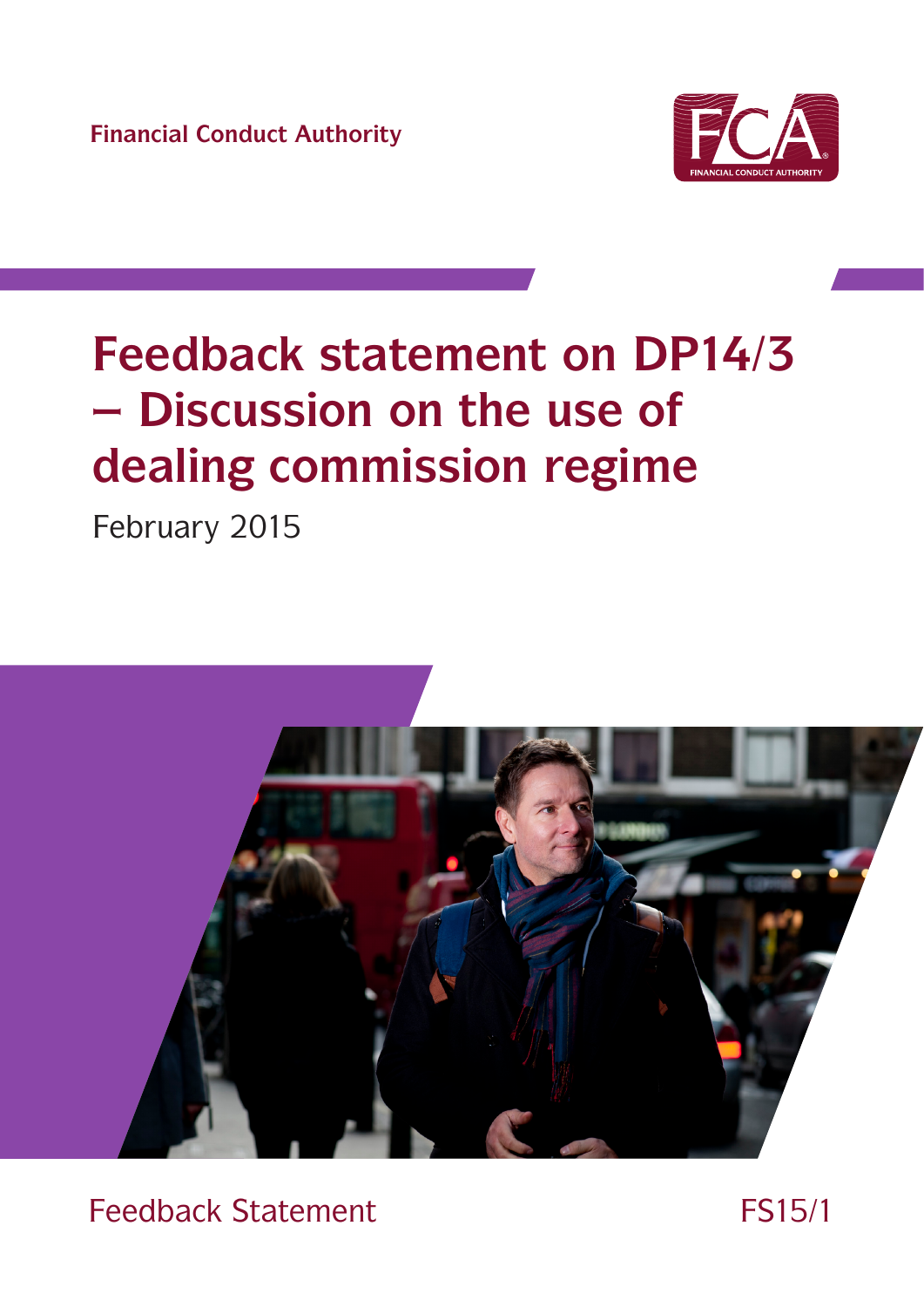Financial Conduct Authority

# Feedback statement on DP14/3 – Discussion on the use of dealing commission regime

February 2015

Feedback Statement

FS15/1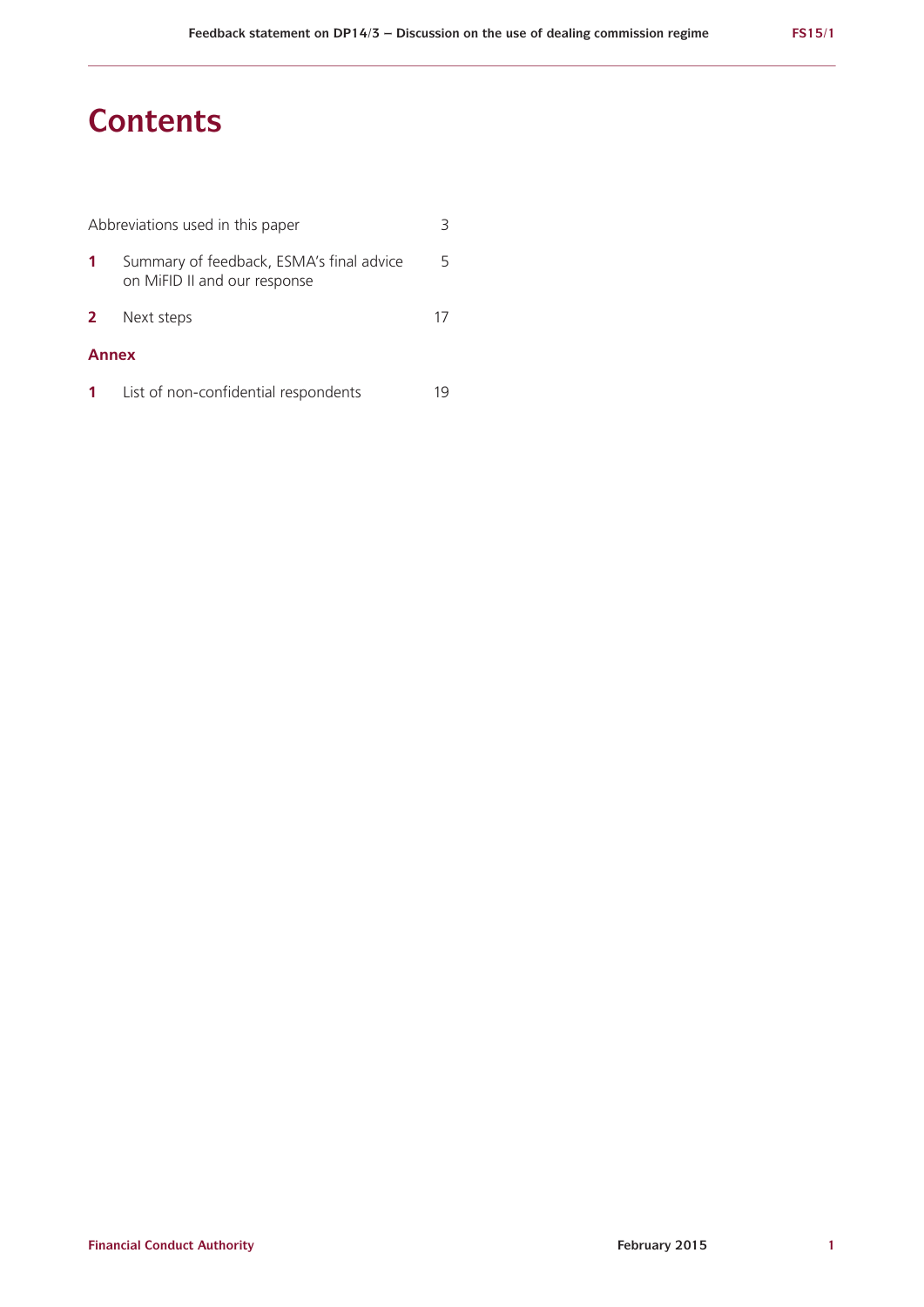# Contents

| | | |
|---|---|---|
| Abbreviations used in this paper | | 3 |
| **1** | Summary of feedback, ESMA's final advice on MiFID II and our response | 5 |
| **2** | Next steps | 17 |

**Annex**

| | | |
|---|---|---|
| **1** | List of non-confidential respondents | 19 |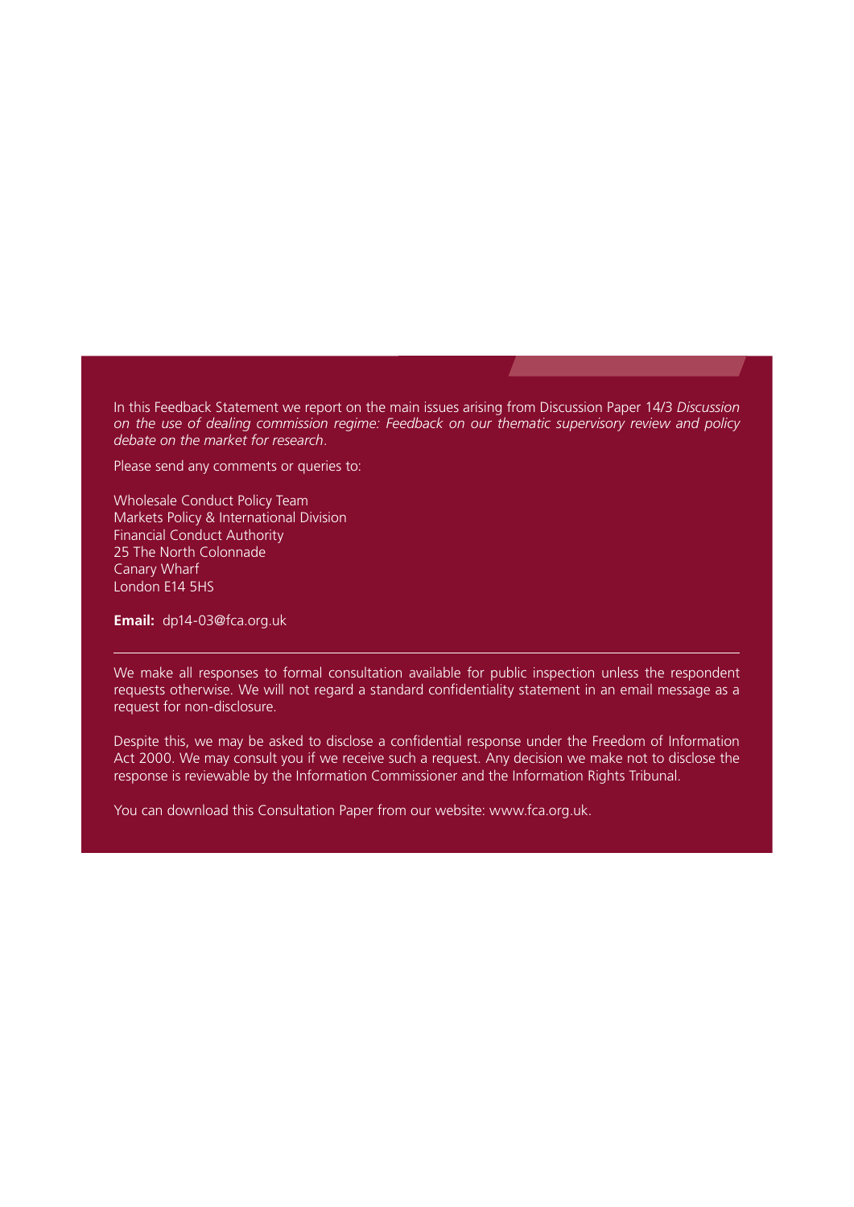In this Feedback Statement we report on the main issues arising from Discussion Paper 14/3 *Discussion on the use of dealing commission regime: Feedback on our thematic supervisory review and policy debate on the market for research*.

Please send any comments or queries to:

Wholesale Conduct Policy Team
Markets Policy & International Division
Financial Conduct Authority
25 The North Colonnade
Canary Wharf
London E14 5HS

**Email:** dp14-03@fca.org.uk

---

We make all responses to formal consultation available for public inspection unless the respondent requests otherwise. We will not regard a standard confidentiality statement in an email message as a request for non-disclosure.

Despite this, we may be asked to disclose a confidential response under the Freedom of Information Act 2000. We may consult you if we receive such a request. Any decision we make not to disclose the response is reviewable by the Information Commissioner and the Information Rights Tribunal.

You can download this Consultation Paper from our website: www.fca.org.uk.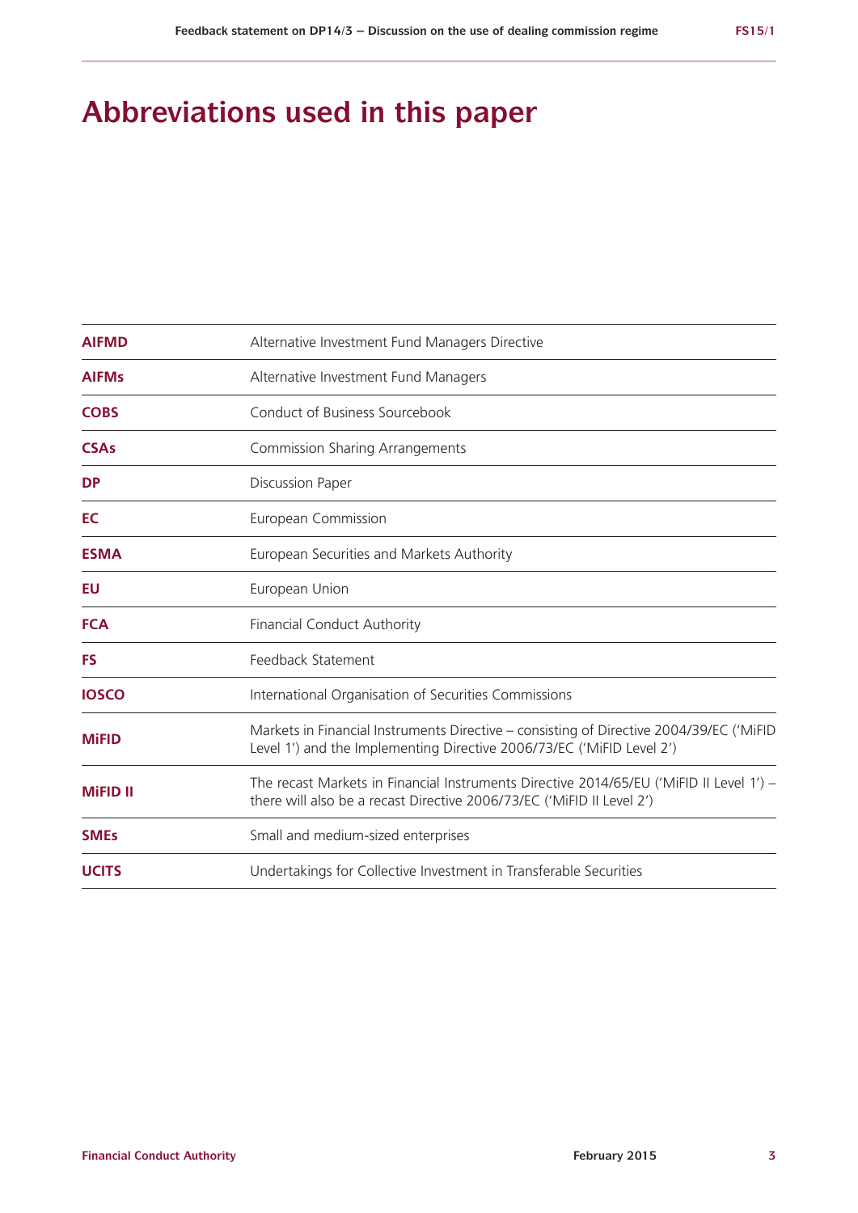# Abbreviations used in this paper

| | |
|---|---|
| **AIFMD** | Alternative Investment Fund Managers Directive |
| **AIFMs** | Alternative Investment Fund Managers |
| **COBS** | Conduct of Business Sourcebook |
| **CSAs** | Commission Sharing Arrangements |
| **DP** | Discussion Paper |
| **EC** | European Commission |
| **ESMA** | European Securities and Markets Authority |
| **EU** | European Union |
| **FCA** | Financial Conduct Authority |
| **FS** | Feedback Statement |
| **IOSCO** | International Organisation of Securities Commissions |
| **MiFID** | Markets in Financial Instruments Directive – consisting of Directive 2004/39/EC ('MiFID Level 1') and the Implementing Directive 2006/73/EC ('MiFID Level 2') |
| **MiFID II** | The recast Markets in Financial Instruments Directive 2014/65/EU ('MiFID II Level 1') – there will also be a recast Directive 2006/73/EC ('MiFID II Level 2') |
| **SMEs** | Small and medium-sized enterprises |
| **UCITS** | Undertakings for Collective Investment in Transferable Securities |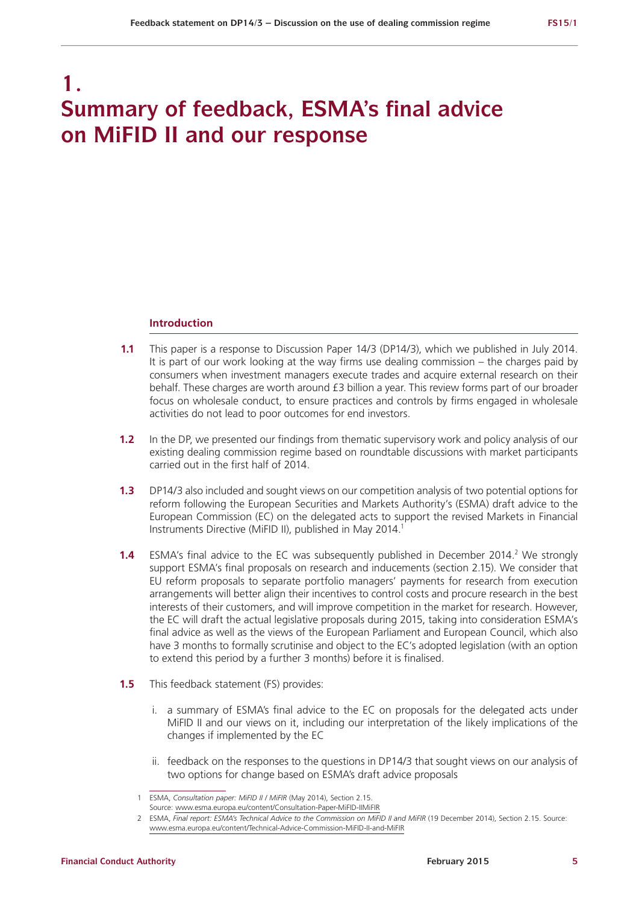# 1. Summary of feedback, ESMA's final advice on MiFID II and our response

## Introduction

**1.1** This paper is a response to Discussion Paper 14/3 (DP14/3), which we published in July 2014. It is part of our work looking at the way firms use dealing commission – the charges paid by consumers when investment managers execute trades and acquire external research on their behalf. These charges are worth around £3 billion a year. This review forms part of our broader focus on wholesale conduct, to ensure practices and controls by firms engaged in wholesale activities do not lead to poor outcomes for end investors.

**1.2** In the DP, we presented our findings from thematic supervisory work and policy analysis of our existing dealing commission regime based on roundtable discussions with market participants carried out in the first half of 2014.

**1.3** DP14/3 also included and sought views on our competition analysis of two potential options for reform following the European Securities and Markets Authority's (ESMA) draft advice to the European Commission (EC) on the delegated acts to support the revised Markets in Financial Instruments Directive (MiFID II), published in May 2014.[1]

**1.4** ESMA's final advice to the EC was subsequently published in December 2014.[2] We strongly support ESMA's final proposals on research and inducements (section 2.15). We consider that EU reform proposals to separate portfolio managers' payments for research from execution arrangements will better align their incentives to control costs and procure research in the best interests of their customers, and will improve competition in the market for research. However, the EC will draft the actual legislative proposals during 2015, taking into consideration ESMA's final advice as well as the views of the European Parliament and European Council, which also have 3 months to formally scrutinise and object to the EC's adopted legislation (with an option to extend this period by a further 3 months) before it is finalised.

**1.5** This feedback statement (FS) provides:

i. a summary of ESMA's final advice to the EC on proposals for the delegated acts under MiFID II and our views on it, including our interpretation of the likely implications of the changes if implemented by the EC

ii. feedback on the responses to the questions in DP14/3 that sought views on our analysis of two options for change based on ESMA's draft advice proposals

---

1 ESMA, *Consultation paper: MiFID II / MiFIR* (May 2014), Section 2.15. Source: www.esma.europa.eu/content/Consultation-Paper-MiFID-IIMiFIR

2 ESMA, *Final report: ESMA's Technical Advice to the Commission on MiFID II and MiFIR* (19 December 2014), Section 2.15. Source: www.esma.europa.eu/content/Technical-Advice-Commission-MiFID-II-and-MiFIR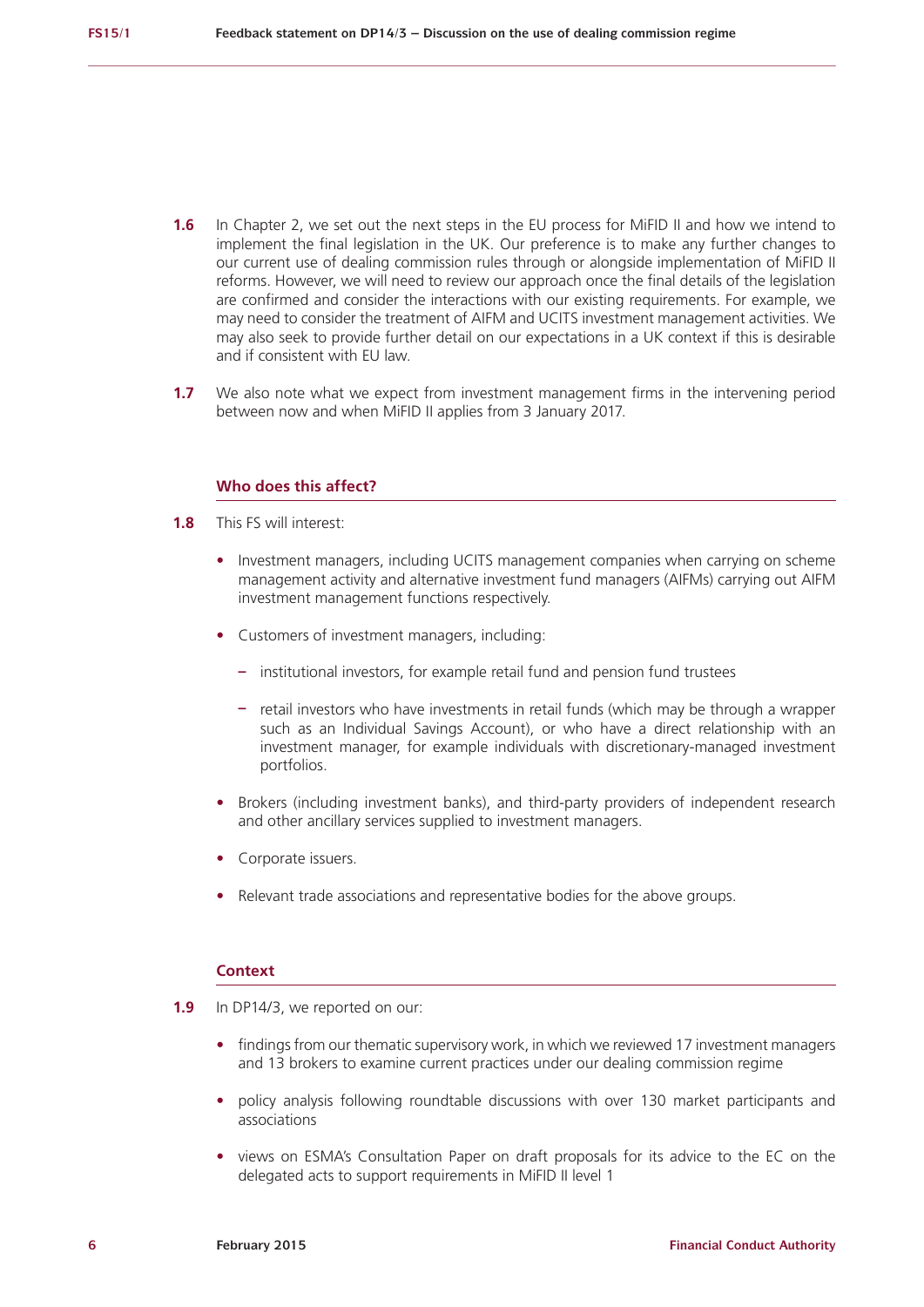**1.6** In Chapter 2, we set out the next steps in the EU process for MiFID II and how we intend to implement the final legislation in the UK. Our preference is to make any further changes to our current use of dealing commission rules through or alongside implementation of MiFID II reforms. However, we will need to review our approach once the final details of the legislation are confirmed and consider the interactions with our existing requirements. For example, we may need to consider the treatment of AIFM and UCITS investment management activities. We may also seek to provide further detail on our expectations in a UK context if this is desirable and if consistent with EU law.

**1.7** We also note what we expect from investment management firms in the intervening period between now and when MiFID II applies from 3 January 2017.

### Who does this affect?

**1.8** This FS will interest:

- Investment managers, including UCITS management companies when carrying on scheme management activity and alternative investment fund managers (AIFMs) carrying out AIFM investment management functions respectively.
- Customers of investment managers, including:
  - institutional investors, for example retail fund and pension fund trustees
  - retail investors who have investments in retail funds (which may be through a wrapper such as an Individual Savings Account), or who have a direct relationship with an investment manager, for example individuals with discretionary-managed investment portfolios.
- Brokers (including investment banks), and third-party providers of independent research and other ancillary services supplied to investment managers.
- Corporate issuers.
- Relevant trade associations and representative bodies for the above groups.

### Context

**1.9** In DP14/3, we reported on our:

- findings from our thematic supervisory work, in which we reviewed 17 investment managers and 13 brokers to examine current practices under our dealing commission regime
- policy analysis following roundtable discussions with over 130 market participants and associations
- views on ESMA's Consultation Paper on draft proposals for its advice to the EC on the delegated acts to support requirements in MiFID II level 1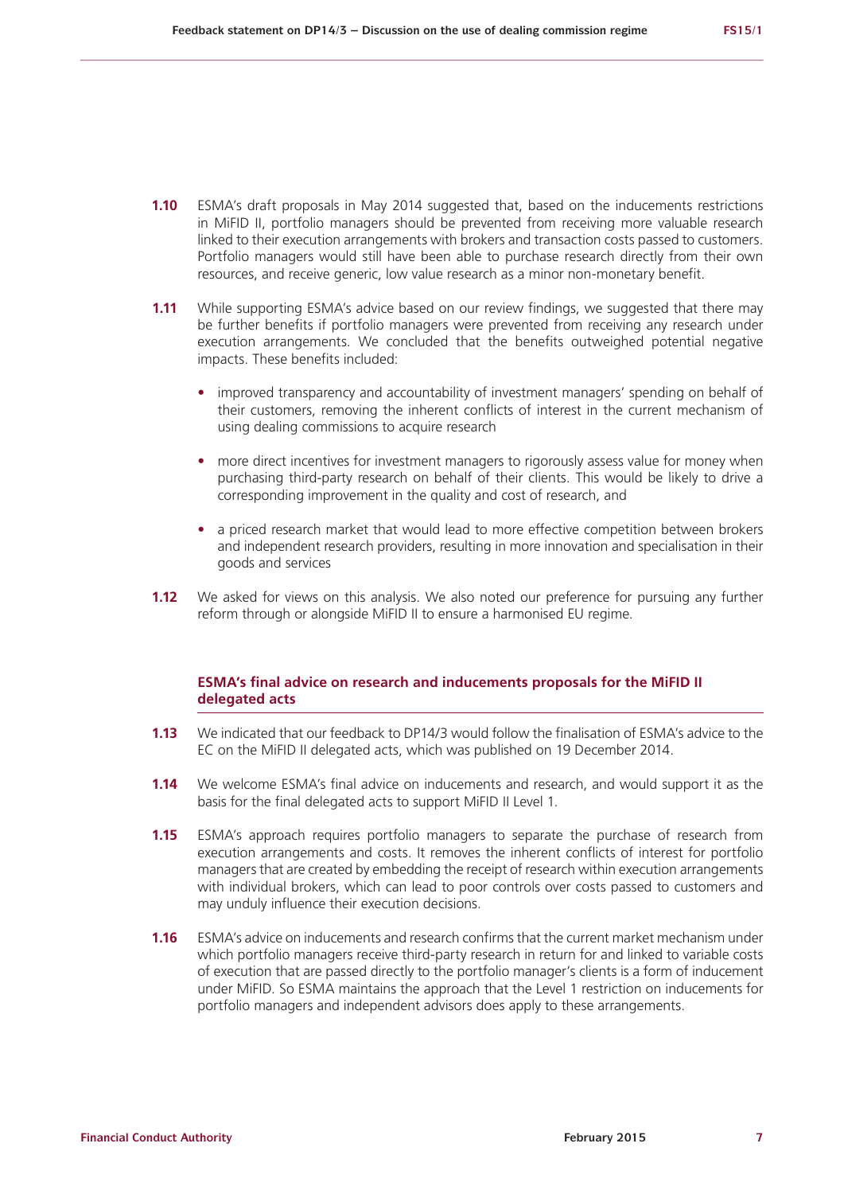**1.10** ESMA's draft proposals in May 2014 suggested that, based on the inducements restrictions in MiFID II, portfolio managers should be prevented from receiving more valuable research linked to their execution arrangements with brokers and transaction costs passed to customers. Portfolio managers would still have been able to purchase research directly from their own resources, and receive generic, low value research as a minor non-monetary benefit.

**1.11** While supporting ESMA's advice based on our review findings, we suggested that there may be further benefits if portfolio managers were prevented from receiving any research under execution arrangements. We concluded that the benefits outweighed potential negative impacts. These benefits included:

- improved transparency and accountability of investment managers' spending on behalf of their customers, removing the inherent conflicts of interest in the current mechanism of using dealing commissions to acquire research
- more direct incentives for investment managers to rigorously assess value for money when purchasing third-party research on behalf of their clients. This would be likely to drive a corresponding improvement in the quality and cost of research, and
- a priced research market that would lead to more effective competition between brokers and independent research providers, resulting in more innovation and specialisation in their goods and services

**1.12** We asked for views on this analysis. We also noted our preference for pursuing any further reform through or alongside MiFID II to ensure a harmonised EU regime.

### ESMA's final advice on research and inducements proposals for the MiFID II delegated acts

**1.13** We indicated that our feedback to DP14/3 would follow the finalisation of ESMA's advice to the EC on the MiFID II delegated acts, which was published on 19 December 2014.

**1.14** We welcome ESMA's final advice on inducements and research, and would support it as the basis for the final delegated acts to support MiFID II Level 1.

**1.15** ESMA's approach requires portfolio managers to separate the purchase of research from execution arrangements and costs. It removes the inherent conflicts of interest for portfolio managers that are created by embedding the receipt of research within execution arrangements with individual brokers, which can lead to poor controls over costs passed to customers and may unduly influence their execution decisions.

**1.16** ESMA's advice on inducements and research confirms that the current market mechanism under which portfolio managers receive third-party research in return for and linked to variable costs of execution that are passed directly to the portfolio manager's clients is a form of inducement under MiFID. So ESMA maintains the approach that the Level 1 restriction on inducements for portfolio managers and independent advisors does apply to these arrangements.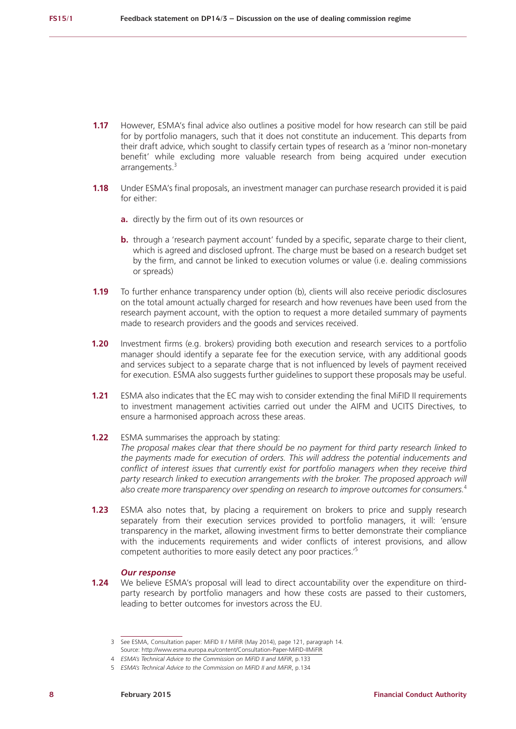**1.17** However, ESMA's final advice also outlines a positive model for how research can still be paid for by portfolio managers, such that it does not constitute an inducement. This departs from their draft advice, which sought to classify certain types of research as a 'minor non-monetary benefit' while excluding more valuable research from being acquired under execution arrangements.[3]

**1.18** Under ESMA's final proposals, an investment manager can purchase research provided it is paid for either:

**a.** directly by the firm out of its own resources or

**b.** through a 'research payment account' funded by a specific, separate charge to their client, which is agreed and disclosed upfront. The charge must be based on a research budget set by the firm, and cannot be linked to execution volumes or value (i.e. dealing commissions or spreads)

**1.19** To further enhance transparency under option (b), clients will also receive periodic disclosures on the total amount actually charged for research and how revenues have been used from the research payment account, with the option to request a more detailed summary of payments made to research providers and the goods and services received.

**1.20** Investment firms (e.g. brokers) providing both execution and research services to a portfolio manager should identify a separate fee for the execution service, with any additional goods and services subject to a separate charge that is not influenced by levels of payment received for execution. ESMA also suggests further guidelines to support these proposals may be useful.

**1.21** ESMA also indicates that the EC may wish to consider extending the final MiFID II requirements to investment management activities carried out under the AIFM and UCITS Directives, to ensure a harmonised approach across these areas.

**1.22** ESMA summarises the approach by stating:
*The proposal makes clear that there should be no payment for third party research linked to the payments made for execution of orders. This will address the potential inducements and conflict of interest issues that currently exist for portfolio managers when they receive third party research linked to execution arrangements with the broker. The proposed approach will also create more transparency over spending on research to improve outcomes for consumers.*[4]

**1.23** ESMA also notes that, by placing a requirement on brokers to price and supply research separately from their execution services provided to portfolio managers, it will: 'ensure transparency in the market, allowing investment firms to better demonstrate their compliance with the inducements requirements and wider conflicts of interest provisions, and allow competent authorities to more easily detect any poor practices.'[5]

***Our response***

**1.24** We believe ESMA's proposal will lead to direct accountability over the expenditure on third-party research by portfolio managers and how these costs are passed to their customers, leading to better outcomes for investors across the EU.

---

3 See ESMA, Consultation paper: MiFID II / MiFIR (May 2014), page 121, paragraph 14. Source: http://www.esma.europa.eu/content/Consultation-Paper-MiFID-IIMiFIR

4 *ESMA's Technical Advice to the Commission on MiFID II and MiFIR*, p.133

5 *ESMA's Technical Advice to the Commission on MiFID II and MiFIR*, p.134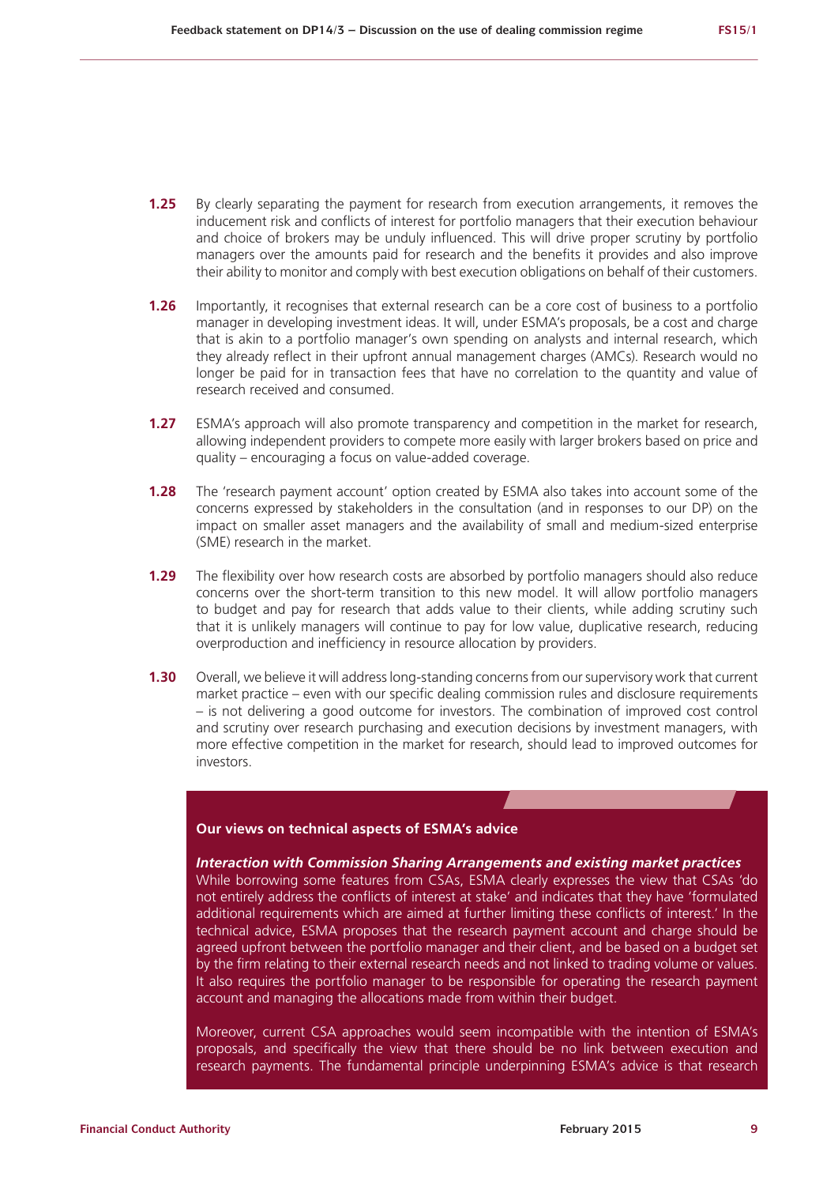**1.25** By clearly separating the payment for research from execution arrangements, it removes the inducement risk and conflicts of interest for portfolio managers that their execution behaviour and choice of brokers may be unduly influenced. This will drive proper scrutiny by portfolio managers over the amounts paid for research and the benefits it provides and also improve their ability to monitor and comply with best execution obligations on behalf of their customers.

**1.26** Importantly, it recognises that external research can be a core cost of business to a portfolio manager in developing investment ideas. It will, under ESMA's proposals, be a cost and charge that is akin to a portfolio manager's own spending on analysts and internal research, which they already reflect in their upfront annual management charges (AMCs). Research would no longer be paid for in transaction fees that have no correlation to the quantity and value of research received and consumed.

**1.27** ESMA's approach will also promote transparency and competition in the market for research, allowing independent providers to compete more easily with larger brokers based on price and quality – encouraging a focus on value-added coverage.

**1.28** The 'research payment account' option created by ESMA also takes into account some of the concerns expressed by stakeholders in the consultation (and in responses to our DP) on the impact on smaller asset managers and the availability of small and medium-sized enterprise (SME) research in the market.

**1.29** The flexibility over how research costs are absorbed by portfolio managers should also reduce concerns over the short-term transition to this new model. It will allow portfolio managers to budget and pay for research that adds value to their clients, while adding scrutiny such that it is unlikely managers will continue to pay for low value, duplicative research, reducing overproduction and inefficiency in resource allocation by providers.

**1.30** Overall, we believe it will address long-standing concerns from our supervisory work that current market practice – even with our specific dealing commission rules and disclosure requirements – is not delivering a good outcome for investors. The combination of improved cost control and scrutiny over research purchasing and execution decisions by investment managers, with more effective competition in the market for research, should lead to improved outcomes for investors.

**Our views on technical aspects of ESMA's advice**

***Interaction with Commission Sharing Arrangements and existing market practices***

While borrowing some features from CSAs, ESMA clearly expresses the view that CSAs 'do not entirely address the conflicts of interest at stake' and indicates that they have 'formulated additional requirements which are aimed at further limiting these conflicts of interest.' In the technical advice, ESMA proposes that the research payment account and charge should be agreed upfront between the portfolio manager and their client, and be based on a budget set by the firm relating to their external research needs and not linked to trading volume or values. It also requires the portfolio manager to be responsible for operating the research payment account and managing the allocations made from within their budget.

Moreover, current CSA approaches would seem incompatible with the intention of ESMA's proposals, and specifically the view that there should be no link between execution and research payments. The fundamental principle underpinning ESMA's advice is that research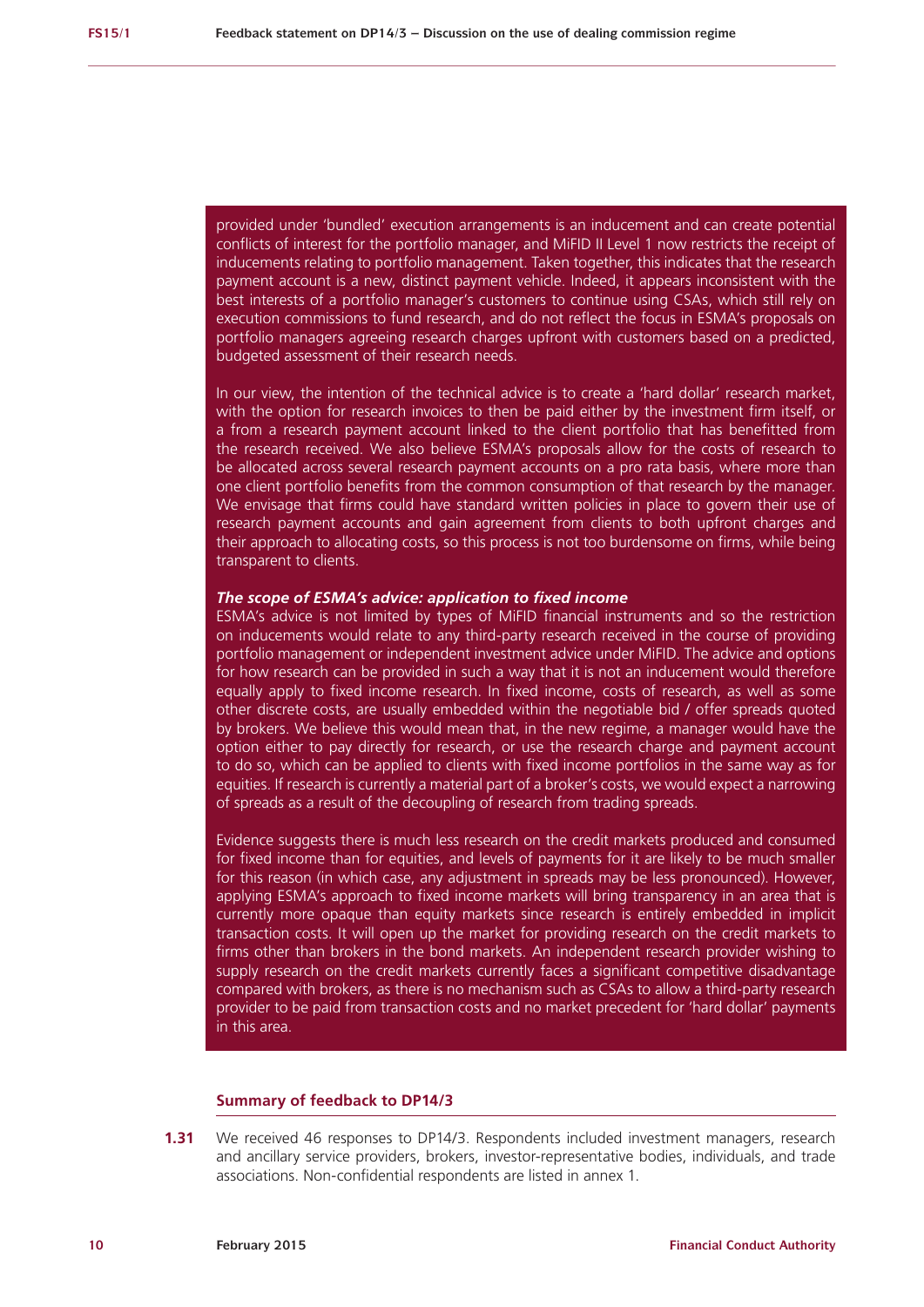provided under 'bundled' execution arrangements is an inducement and can create potential conflicts of interest for the portfolio manager, and MiFID II Level 1 now restricts the receipt of inducements relating to portfolio management. Taken together, this indicates that the research payment account is a new, distinct payment vehicle. Indeed, it appears inconsistent with the best interests of a portfolio manager's customers to continue using CSAs, which still rely on execution commissions to fund research, and do not reflect the focus in ESMA's proposals on portfolio managers agreeing research charges upfront with customers based on a predicted, budgeted assessment of their research needs.

In our view, the intention of the technical advice is to create a 'hard dollar' research market, with the option for research invoices to then be paid either by the investment firm itself, or a from a research payment account linked to the client portfolio that has benefitted from the research received. We also believe ESMA's proposals allow for the costs of research to be allocated across several research payment accounts on a pro rata basis, where more than one client portfolio benefits from the common consumption of that research by the manager. We envisage that firms could have standard written policies in place to govern their use of research payment accounts and gain agreement from clients to both upfront charges and their approach to allocating costs, so this process is not too burdensome on firms, while being transparent to clients.

***The scope of ESMA's advice: application to fixed income***

ESMA's advice is not limited by types of MiFID financial instruments and so the restriction on inducements would relate to any third-party research received in the course of providing portfolio management or independent investment advice under MiFID. The advice and options for how research can be provided in such a way that it is not an inducement would therefore equally apply to fixed income research. In fixed income, costs of research, as well as some other discrete costs, are usually embedded within the negotiable bid / offer spreads quoted by brokers. We believe this would mean that, in the new regime, a manager would have the option either to pay directly for research, or use the research charge and payment account to do so, which can be applied to clients with fixed income portfolios in the same way as for equities. If research is currently a material part of a broker's costs, we would expect a narrowing of spreads as a result of the decoupling of research from trading spreads.

Evidence suggests there is much less research on the credit markets produced and consumed for fixed income than for equities, and levels of payments for it are likely to be much smaller for this reason (in which case, any adjustment in spreads may be less pronounced). However, applying ESMA's approach to fixed income markets will bring transparency in an area that is currently more opaque than equity markets since research is entirely embedded in implicit transaction costs. It will open up the market for providing research on the credit markets to firms other than brokers in the bond markets. An independent research provider wishing to supply research on the credit markets currently faces a significant competitive disadvantage compared with brokers, as there is no mechanism such as CSAs to allow a third-party research provider to be paid from transaction costs and no market precedent for 'hard dollar' payments in this area.

## Summary of feedback to DP14/3

**1.31** We received 46 responses to DP14/3. Respondents included investment managers, research and ancillary service providers, brokers, investor-representative bodies, individuals, and trade associations. Non-confidential respondents are listed in annex 1.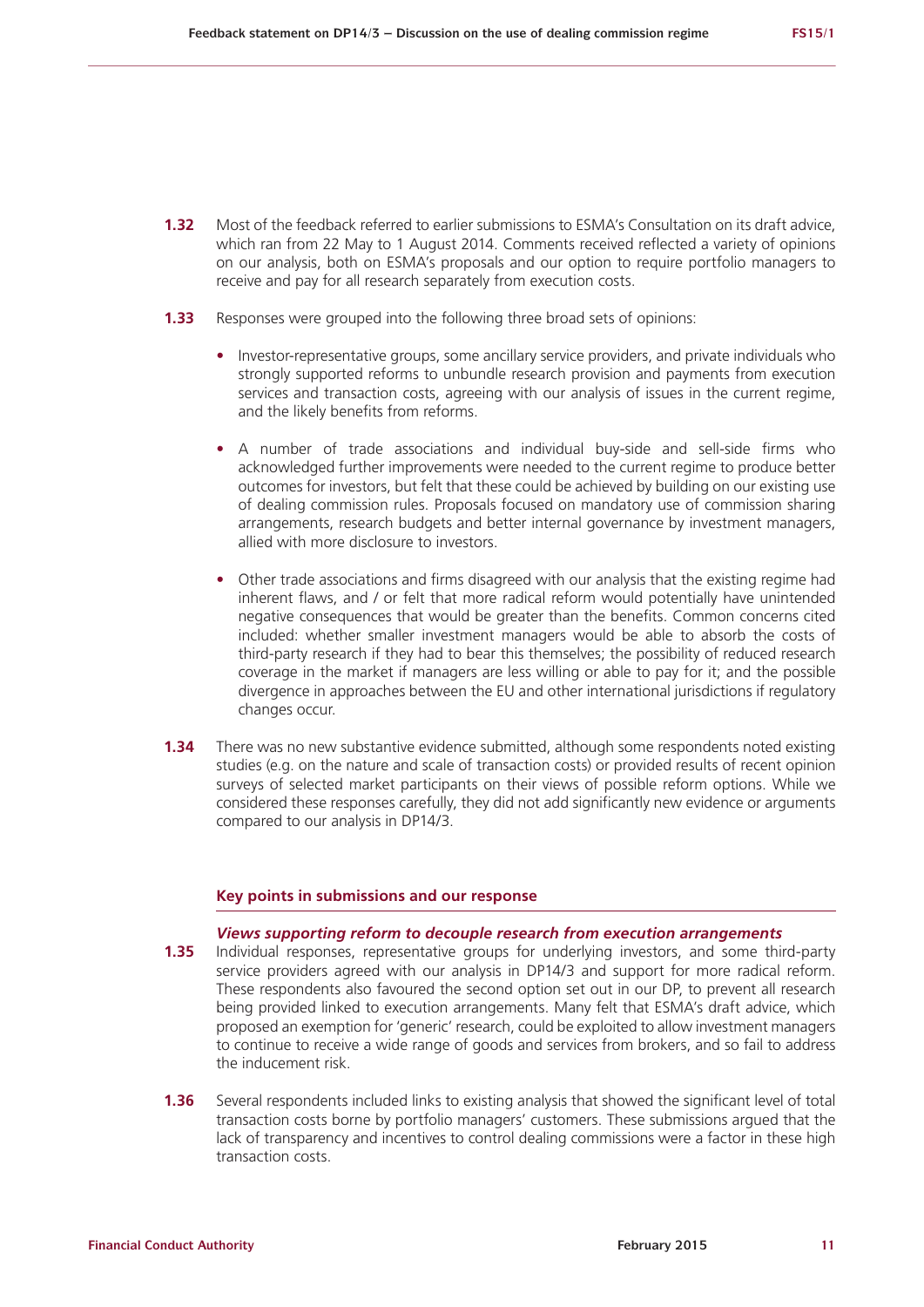**1.32** Most of the feedback referred to earlier submissions to ESMA's Consultation on its draft advice, which ran from 22 May to 1 August 2014. Comments received reflected a variety of opinions on our analysis, both on ESMA's proposals and our option to require portfolio managers to receive and pay for all research separately from execution costs.

**1.33** Responses were grouped into the following three broad sets of opinions:

- Investor-representative groups, some ancillary service providers, and private individuals who strongly supported reforms to unbundle research provision and payments from execution services and transaction costs, agreeing with our analysis of issues in the current regime, and the likely benefits from reforms.
- A number of trade associations and individual buy-side and sell-side firms who acknowledged further improvements were needed to the current regime to produce better outcomes for investors, but felt that these could be achieved by building on our existing use of dealing commission rules. Proposals focused on mandatory use of commission sharing arrangements, research budgets and better internal governance by investment managers, allied with more disclosure to investors.
- Other trade associations and firms disagreed with our analysis that the existing regime had inherent flaws, and / or felt that more radical reform would potentially have unintended negative consequences that would be greater than the benefits. Common concerns cited included: whether smaller investment managers would be able to absorb the costs of third-party research if they had to bear this themselves; the possibility of reduced research coverage in the market if managers are less willing or able to pay for it; and the possible divergence in approaches between the EU and other international jurisdictions if regulatory changes occur.

**1.34** There was no new substantive evidence submitted, although some respondents noted existing studies (e.g. on the nature and scale of transaction costs) or provided results of recent opinion surveys of selected market participants on their views of possible reform options. While we considered these responses carefully, they did not add significantly new evidence or arguments compared to our analysis in DP14/3.

## Key points in submissions and our response

### *Views supporting reform to decouple research from execution arrangements*

**1.35** Individual responses, representative groups for underlying investors, and some third-party service providers agreed with our analysis in DP14/3 and support for more radical reform. These respondents also favoured the second option set out in our DP, to prevent all research being provided linked to execution arrangements. Many felt that ESMA's draft advice, which proposed an exemption for 'generic' research, could be exploited to allow investment managers to continue to receive a wide range of goods and services from brokers, and so fail to address the inducement risk.

**1.36** Several respondents included links to existing analysis that showed the significant level of total transaction costs borne by portfolio managers' customers. These submissions argued that the lack of transparency and incentives to control dealing commissions were a factor in these high transaction costs.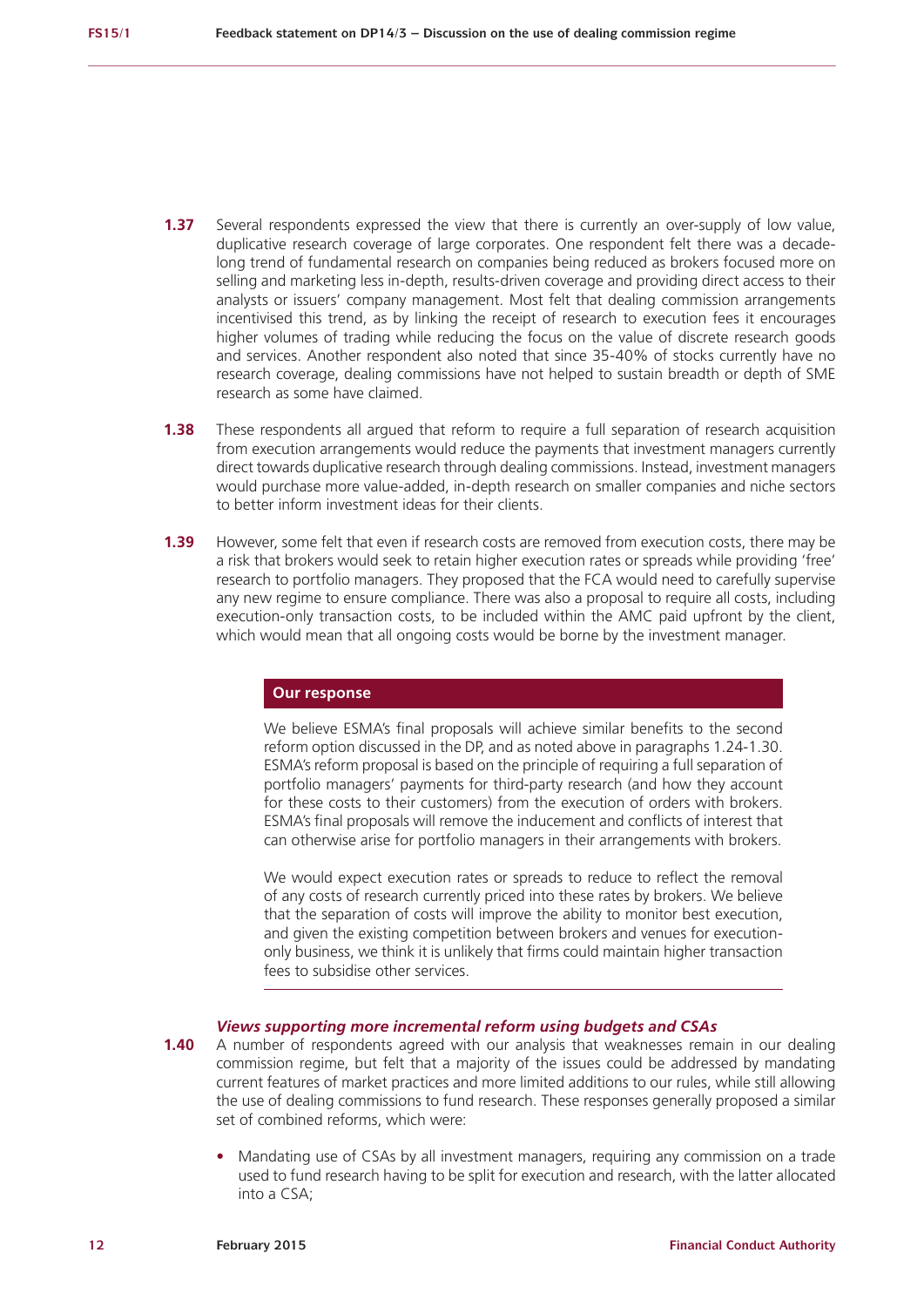**1.37** Several respondents expressed the view that there is currently an over-supply of low value, duplicative research coverage of large corporates. One respondent felt there was a decade-long trend of fundamental research on companies being reduced as brokers focused more on selling and marketing less in-depth, results-driven coverage and providing direct access to their analysts or issuers' company management. Most felt that dealing commission arrangements incentivised this trend, as by linking the receipt of research to execution fees it encourages higher volumes of trading while reducing the focus on the value of discrete research goods and services. Another respondent also noted that since 35-40% of stocks currently have no research coverage, dealing commissions have not helped to sustain breadth or depth of SME research as some have claimed.

**1.38** These respondents all argued that reform to require a full separation of research acquisition from execution arrangements would reduce the payments that investment managers currently direct towards duplicative research through dealing commissions. Instead, investment managers would purchase more value-added, in-depth research on smaller companies and niche sectors to better inform investment ideas for their clients.

**1.39** However, some felt that even if research costs are removed from execution costs, there may be a risk that brokers would seek to retain higher execution rates or spreads while providing 'free' research to portfolio managers. They proposed that the FCA would need to carefully supervise any new regime to ensure compliance. There was also a proposal to require all costs, including execution-only transaction costs, to be included within the AMC paid upfront by the client, which would mean that all ongoing costs would be borne by the investment manager.

**Our response**

We believe ESMA's final proposals will achieve similar benefits to the second reform option discussed in the DP, and as noted above in paragraphs 1.24-1.30. ESMA's reform proposal is based on the principle of requiring a full separation of portfolio managers' payments for third-party research (and how they account for these costs to their customers) from the execution of orders with brokers. ESMA's final proposals will remove the inducement and conflicts of interest that can otherwise arise for portfolio managers in their arrangements with brokers.

We would expect execution rates or spreads to reduce to reflect the removal of any costs of research currently priced into these rates by brokers. We believe that the separation of costs will improve the ability to monitor best execution, and given the existing competition between brokers and venues for execution-only business, we think it is unlikely that firms could maintain higher transaction fees to subsidise other services.

***Views supporting more incremental reform using budgets and CSAs***

**1.40** A number of respondents agreed with our analysis that weaknesses remain in our dealing commission regime, but felt that a majority of the issues could be addressed by mandating current features of market practices and more limited additions to our rules, while still allowing the use of dealing commissions to fund research. These responses generally proposed a similar set of combined reforms, which were:

- Mandating use of CSAs by all investment managers, requiring any commission on a trade used to fund research having to be split for execution and research, with the latter allocated into a CSA;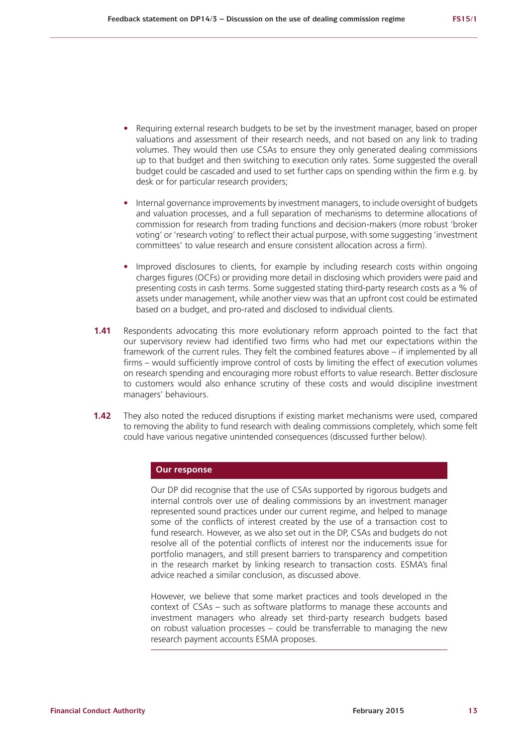- Requiring external research budgets to be set by the investment manager, based on proper valuations and assessment of their research needs, and not based on any link to trading volumes. They would then use CSAs to ensure they only generated dealing commissions up to that budget and then switching to execution only rates. Some suggested the overall budget could be cascaded and used to set further caps on spending within the firm e.g. by desk or for particular research providers;

- Internal governance improvements by investment managers, to include oversight of budgets and valuation processes, and a full separation of mechanisms to determine allocations of commission for research from trading functions and decision-makers (more robust 'broker voting' or 'research voting' to reflect their actual purpose, with some suggesting 'investment committees' to value research and ensure consistent allocation across a firm).

- Improved disclosures to clients, for example by including research costs within ongoing charges figures (OCFs) or providing more detail in disclosing which providers were paid and presenting costs in cash terms. Some suggested stating third-party research costs as a % of assets under management, while another view was that an upfront cost could be estimated based on a budget, and pro-rated and disclosed to individual clients.

**1.41** Respondents advocating this more evolutionary reform approach pointed to the fact that our supervisory review had identified two firms who had met our expectations within the framework of the current rules. They felt the combined features above – if implemented by all firms – would sufficiently improve control of costs by limiting the effect of execution volumes on research spending and encouraging more robust efforts to value research. Better disclosure to customers would also enhance scrutiny of these costs and would discipline investment managers' behaviours.

**1.42** They also noted the reduced disruptions if existing market mechanisms were used, compared to removing the ability to fund research with dealing commissions completely, which some felt could have various negative unintended consequences (discussed further below).

**Our response**

Our DP did recognise that the use of CSAs supported by rigorous budgets and internal controls over use of dealing commissions by an investment manager represented sound practices under our current regime, and helped to manage some of the conflicts of interest created by the use of a transaction cost to fund research. However, as we also set out in the DP, CSAs and budgets do not resolve all of the potential conflicts of interest nor the inducements issue for portfolio managers, and still present barriers to transparency and competition in the research market by linking research to transaction costs. ESMA's final advice reached a similar conclusion, as discussed above.

However, we believe that some market practices and tools developed in the context of CSAs – such as software platforms to manage these accounts and investment managers who already set third-party research budgets based on robust valuation processes – could be transferrable to managing the new research payment accounts ESMA proposes.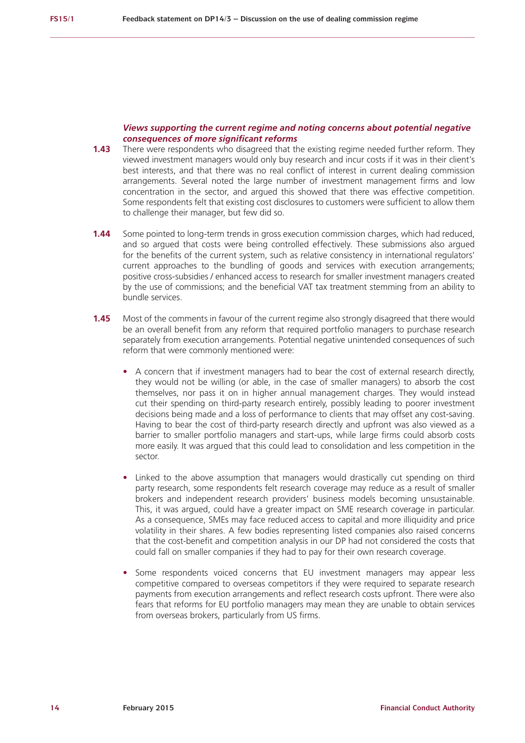### *Views supporting the current regime and noting concerns about potential negative consequences of more significant reforms*

**1.43** There were respondents who disagreed that the existing regime needed further reform. They viewed investment managers would only buy research and incur costs if it was in their client's best interests, and that there was no real conflict of interest in current dealing commission arrangements. Several noted the large number of investment management firms and low concentration in the sector, and argued this showed that there was effective competition. Some respondents felt that existing cost disclosures to customers were sufficient to allow them to challenge their manager, but few did so.

**1.44** Some pointed to long-term trends in gross execution commission charges, which had reduced, and so argued that costs were being controlled effectively. These submissions also argued for the benefits of the current system, such as relative consistency in international regulators' current approaches to the bundling of goods and services with execution arrangements; positive cross-subsidies / enhanced access to research for smaller investment managers created by the use of commissions; and the beneficial VAT tax treatment stemming from an ability to bundle services.

**1.45** Most of the comments in favour of the current regime also strongly disagreed that there would be an overall benefit from any reform that required portfolio managers to purchase research separately from execution arrangements. Potential negative unintended consequences of such reform that were commonly mentioned were:

- A concern that if investment managers had to bear the cost of external research directly, they would not be willing (or able, in the case of smaller managers) to absorb the cost themselves, nor pass it on in higher annual management charges. They would instead cut their spending on third-party research entirely, possibly leading to poorer investment decisions being made and a loss of performance to clients that may offset any cost-saving. Having to bear the cost of third-party research directly and upfront was also viewed as a barrier to smaller portfolio managers and start-ups, while large firms could absorb costs more easily. It was argued that this could lead to consolidation and less competition in the sector.

- Linked to the above assumption that managers would drastically cut spending on third party research, some respondents felt research coverage may reduce as a result of smaller brokers and independent research providers' business models becoming unsustainable. This, it was argued, could have a greater impact on SME research coverage in particular. As a consequence, SMEs may face reduced access to capital and more illiquidity and price volatility in their shares. A few bodies representing listed companies also raised concerns that the cost-benefit and competition analysis in our DP had not considered the costs that could fall on smaller companies if they had to pay for their own research coverage.

- Some respondents voiced concerns that EU investment managers may appear less competitive compared to overseas competitors if they were required to separate research payments from execution arrangements and reflect research costs upfront. There were also fears that reforms for EU portfolio managers may mean they are unable to obtain services from overseas brokers, particularly from US firms.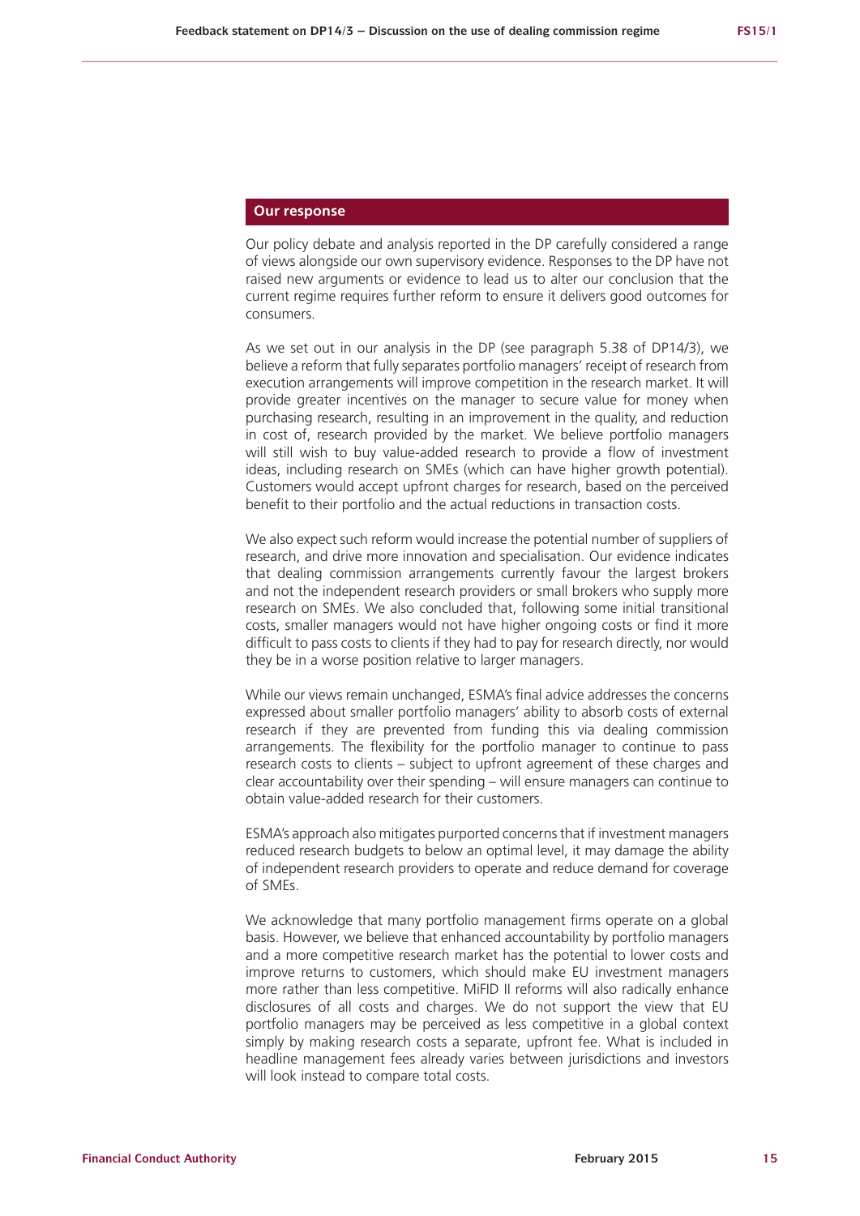## Our response

Our policy debate and analysis reported in the DP carefully considered a range of views alongside our own supervisory evidence. Responses to the DP have not raised new arguments or evidence to lead us to alter our conclusion that the current regime requires further reform to ensure it delivers good outcomes for consumers.

As we set out in our analysis in the DP (see paragraph 5.38 of DP14/3), we believe a reform that fully separates portfolio managers' receipt of research from execution arrangements will improve competition in the research market. It will provide greater incentives on the manager to secure value for money when purchasing research, resulting in an improvement in the quality, and reduction in cost of, research provided by the market. We believe portfolio managers will still wish to buy value-added research to provide a flow of investment ideas, including research on SMEs (which can have higher growth potential). Customers would accept upfront charges for research, based on the perceived benefit to their portfolio and the actual reductions in transaction costs.

We also expect such reform would increase the potential number of suppliers of research, and drive more innovation and specialisation. Our evidence indicates that dealing commission arrangements currently favour the largest brokers and not the independent research providers or small brokers who supply more research on SMEs. We also concluded that, following some initial transitional costs, smaller managers would not have higher ongoing costs or find it more difficult to pass costs to clients if they had to pay for research directly, nor would they be in a worse position relative to larger managers.

While our views remain unchanged, ESMA's final advice addresses the concerns expressed about smaller portfolio managers' ability to absorb costs of external research if they are prevented from funding this via dealing commission arrangements. The flexibility for the portfolio manager to continue to pass research costs to clients – subject to upfront agreement of these charges and clear accountability over their spending – will ensure managers can continue to obtain value-added research for their customers.

ESMA's approach also mitigates purported concerns that if investment managers reduced research budgets to below an optimal level, it may damage the ability of independent research providers to operate and reduce demand for coverage of SMEs.

We acknowledge that many portfolio management firms operate on a global basis. However, we believe that enhanced accountability by portfolio managers and a more competitive research market has the potential to lower costs and improve returns to customers, which should make EU investment managers more rather than less competitive. MiFID II reforms will also radically enhance disclosures of all costs and charges. We do not support the view that EU portfolio managers may be perceived as less competitive in a global context simply by making research costs a separate, upfront fee. What is included in headline management fees already varies between jurisdictions and investors will look instead to compare total costs.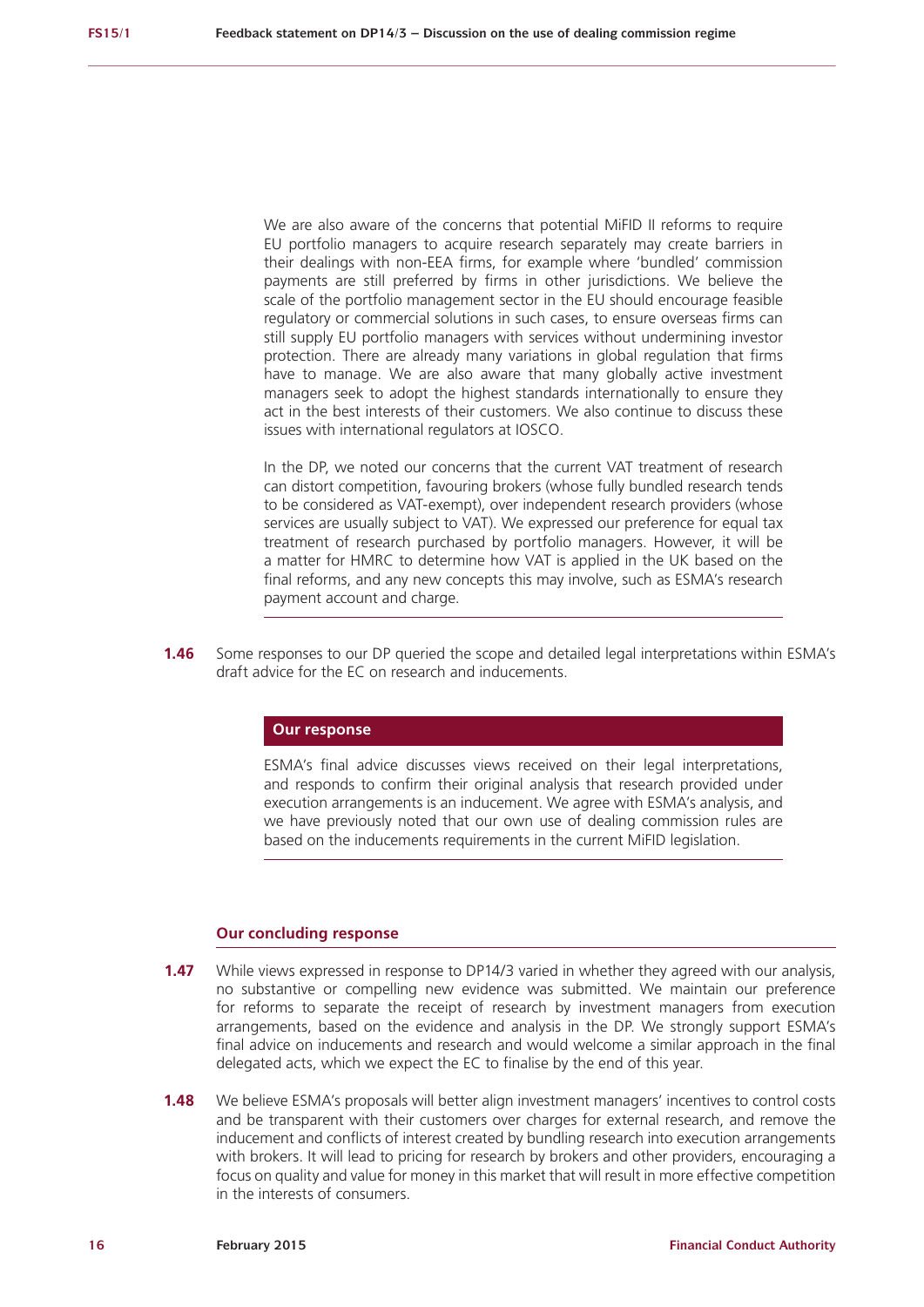We are also aware of the concerns that potential MiFID II reforms to require EU portfolio managers to acquire research separately may create barriers in their dealings with non-EEA firms, for example where 'bundled' commission payments are still preferred by firms in other jurisdictions. We believe the scale of the portfolio management sector in the EU should encourage feasible regulatory or commercial solutions in such cases, to ensure overseas firms can still supply EU portfolio managers with services without undermining investor protection. There are already many variations in global regulation that firms have to manage. We are also aware that many globally active investment managers seek to adopt the highest standards internationally to ensure they act in the best interests of their customers. We also continue to discuss these issues with international regulators at IOSCO.

In the DP, we noted our concerns that the current VAT treatment of research can distort competition, favouring brokers (whose fully bundled research tends to be considered as VAT-exempt), over independent research providers (whose services are usually subject to VAT). We expressed our preference for equal tax treatment of research purchased by portfolio managers. However, it will be a matter for HMRC to determine how VAT is applied in the UK based on the final reforms, and any new concepts this may involve, such as ESMA's research payment account and charge.

**1.46** Some responses to our DP queried the scope and detailed legal interpretations within ESMA's draft advice for the EC on research and inducements.

**Our response**

ESMA's final advice discusses views received on their legal interpretations, and responds to confirm their original analysis that research provided under execution arrangements is an inducement. We agree with ESMA's analysis, and we have previously noted that our own use of dealing commission rules are based on the inducements requirements in the current MiFID legislation.

### Our concluding response

**1.47** While views expressed in response to DP14/3 varied in whether they agreed with our analysis, no substantive or compelling new evidence was submitted. We maintain our preference for reforms to separate the receipt of research by investment managers from execution arrangements, based on the evidence and analysis in the DP. We strongly support ESMA's final advice on inducements and research and would welcome a similar approach in the final delegated acts, which we expect the EC to finalise by the end of this year.

**1.48** We believe ESMA's proposals will better align investment managers' incentives to control costs and be transparent with their customers over charges for external research, and remove the inducement and conflicts of interest created by bundling research into execution arrangements with brokers. It will lead to pricing for research by brokers and other providers, encouraging a focus on quality and value for money in this market that will result in more effective competition in the interests of consumers.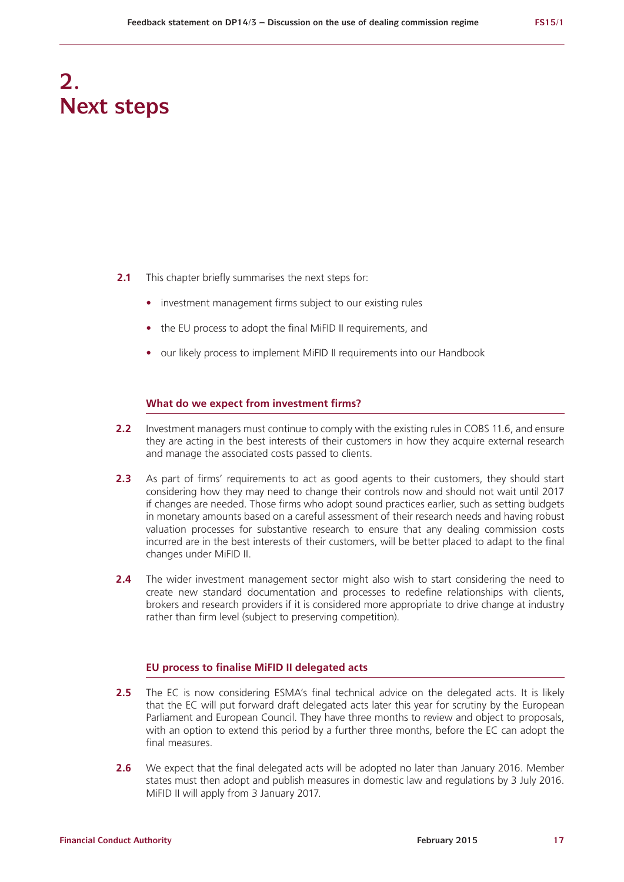# 2. Next steps

**2.1** This chapter briefly summarises the next steps for:

- investment management firms subject to our existing rules
- the EU process to adopt the final MiFID II requirements, and
- our likely process to implement MiFID II requirements into our Handbook

### What do we expect from investment firms?

**2.2** Investment managers must continue to comply with the existing rules in COBS 11.6, and ensure they are acting in the best interests of their customers in how they acquire external research and manage the associated costs passed to clients.

**2.3** As part of firms' requirements to act as good agents to their customers, they should start considering how they may need to change their controls now and should not wait until 2017 if changes are needed. Those firms who adopt sound practices earlier, such as setting budgets in monetary amounts based on a careful assessment of their research needs and having robust valuation processes for substantive research to ensure that any dealing commission costs incurred are in the best interests of their customers, will be better placed to adapt to the final changes under MiFID II.

**2.4** The wider investment management sector might also wish to start considering the need to create new standard documentation and processes to redefine relationships with clients, brokers and research providers if it is considered more appropriate to drive change at industry rather than firm level (subject to preserving competition).

### EU process to finalise MiFID II delegated acts

**2.5** The EC is now considering ESMA's final technical advice on the delegated acts. It is likely that the EC will put forward draft delegated acts later this year for scrutiny by the European Parliament and European Council. They have three months to review and object to proposals, with an option to extend this period by a further three months, before the EC can adopt the final measures.

**2.6** We expect that the final delegated acts will be adopted no later than January 2016. Member states must then adopt and publish measures in domestic law and regulations by 3 July 2016. MiFID II will apply from 3 January 2017.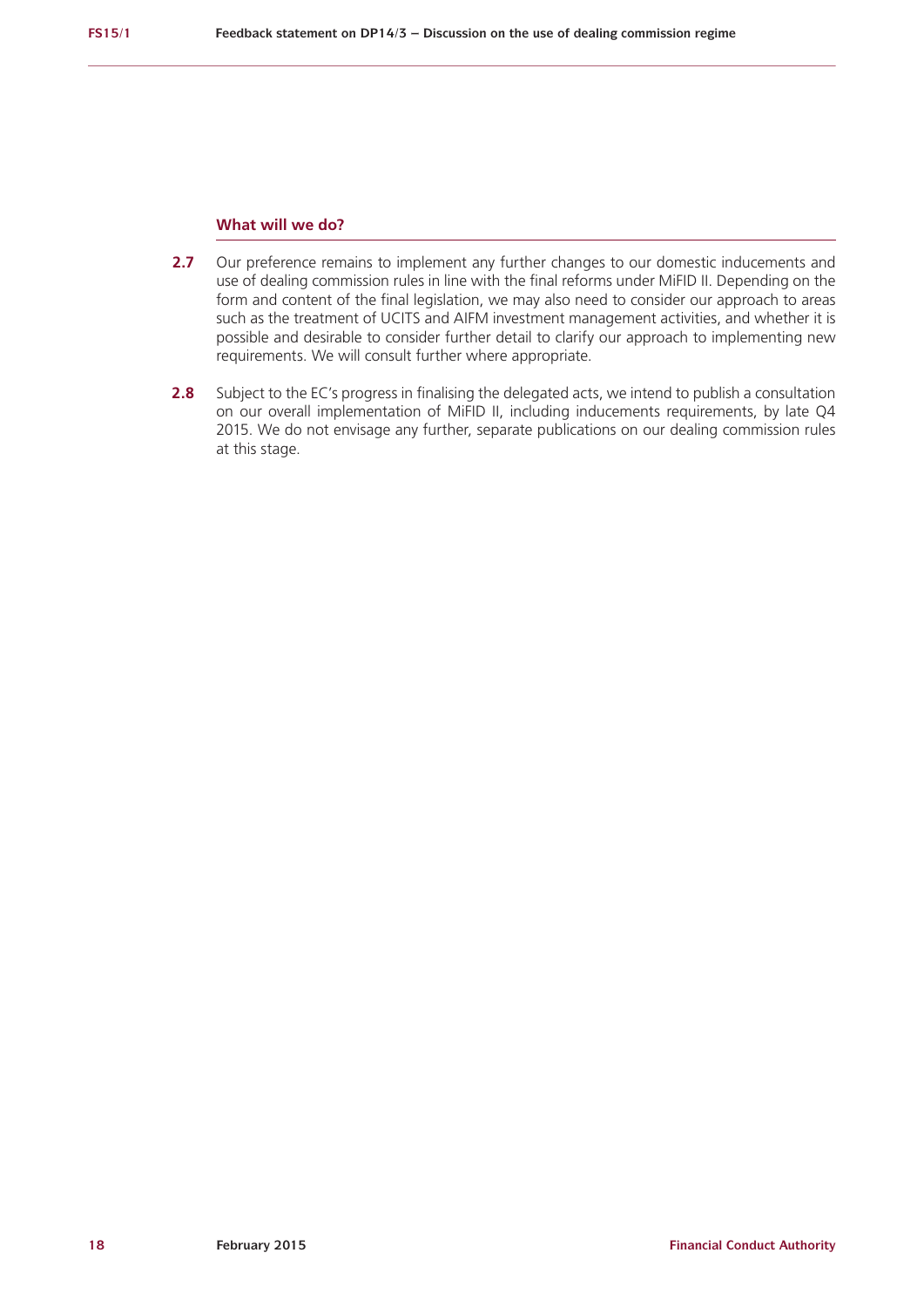### What will we do?

**2.7** Our preference remains to implement any further changes to our domestic inducements and use of dealing commission rules in line with the final reforms under MiFID II. Depending on the form and content of the final legislation, we may also need to consider our approach to areas such as the treatment of UCITS and AIFM investment management activities, and whether it is possible and desirable to consider further detail to clarify our approach to implementing new requirements. We will consult further where appropriate.

**2.8** Subject to the EC's progress in finalising the delegated acts, we intend to publish a consultation on our overall implementation of MiFID II, including inducements requirements, by late Q4 2015. We do not envisage any further, separate publications on our dealing commission rules at this stage.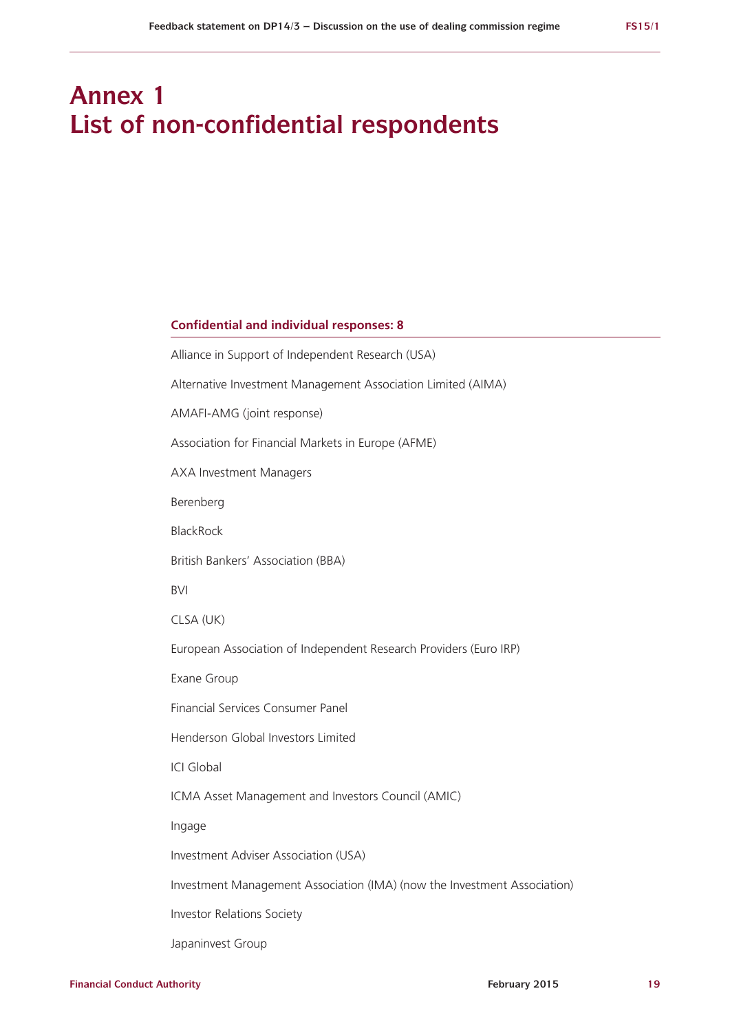# Annex 1
# List of non-confidential respondents

**Confidential and individual responses: 8**

Alliance in Support of Independent Research (USA)

Alternative Investment Management Association Limited (AIMA)

AMAFI-AMG (joint response)

Association for Financial Markets in Europe (AFME)

AXA Investment Managers

Berenberg

BlackRock

British Bankers' Association (BBA)

BVI

CLSA (UK)

European Association of Independent Research Providers (Euro IRP)

Exane Group

Financial Services Consumer Panel

Henderson Global Investors Limited

ICI Global

ICMA Asset Management and Investors Council (AMIC)

Ingage

Investment Adviser Association (USA)

Investment Management Association (IMA) (now the Investment Association)

Investor Relations Society

Japaninvest Group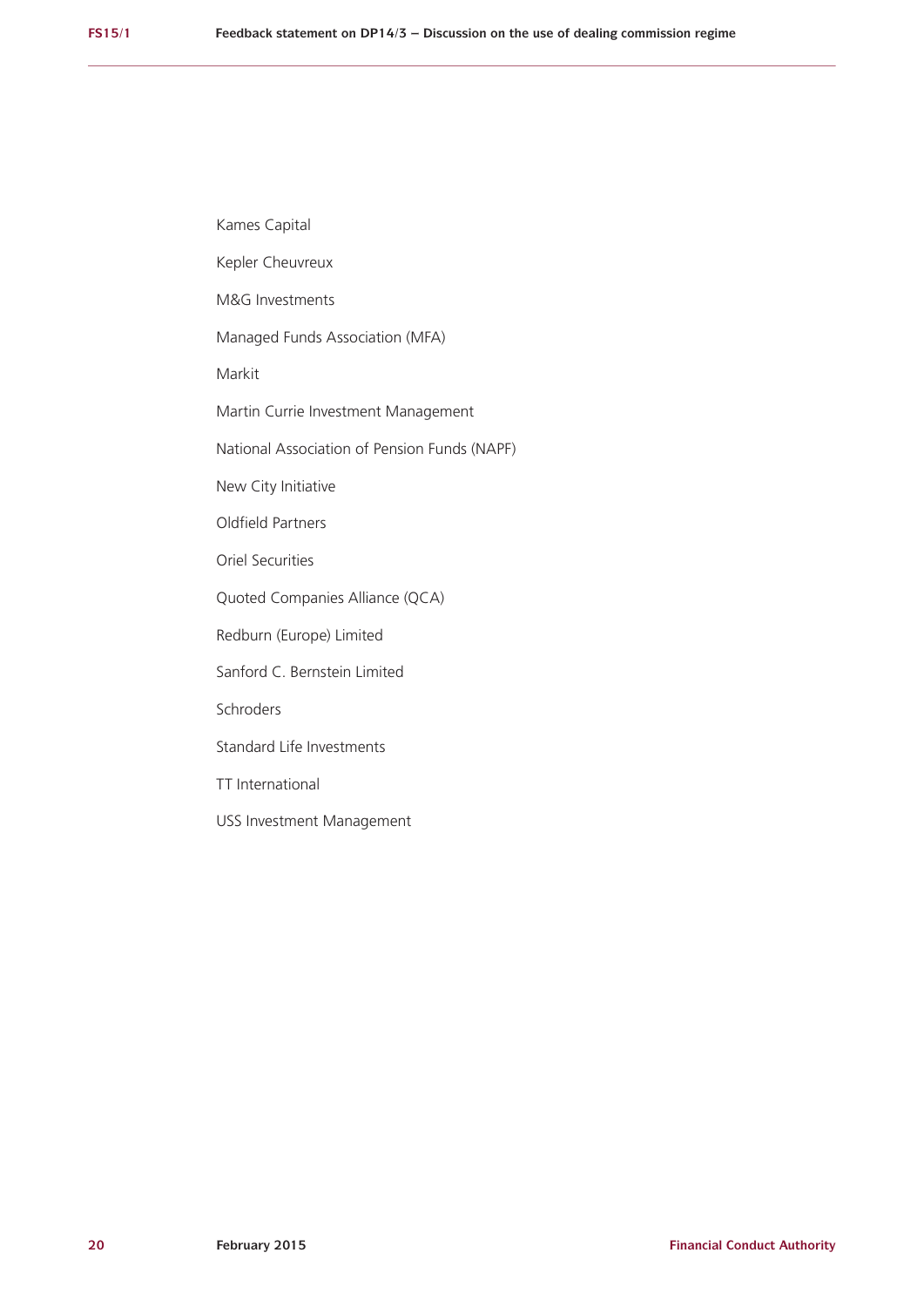Kames Capital

Kepler Cheuvreux

M&G Investments

Managed Funds Association (MFA)

Markit

Martin Currie Investment Management

National Association of Pension Funds (NAPF)

New City Initiative

Oldfield Partners

Oriel Securities

Quoted Companies Alliance (QCA)

Redburn (Europe) Limited

Sanford C. Bernstein Limited

Schroders

Standard Life Investments

TT International

USS Investment Management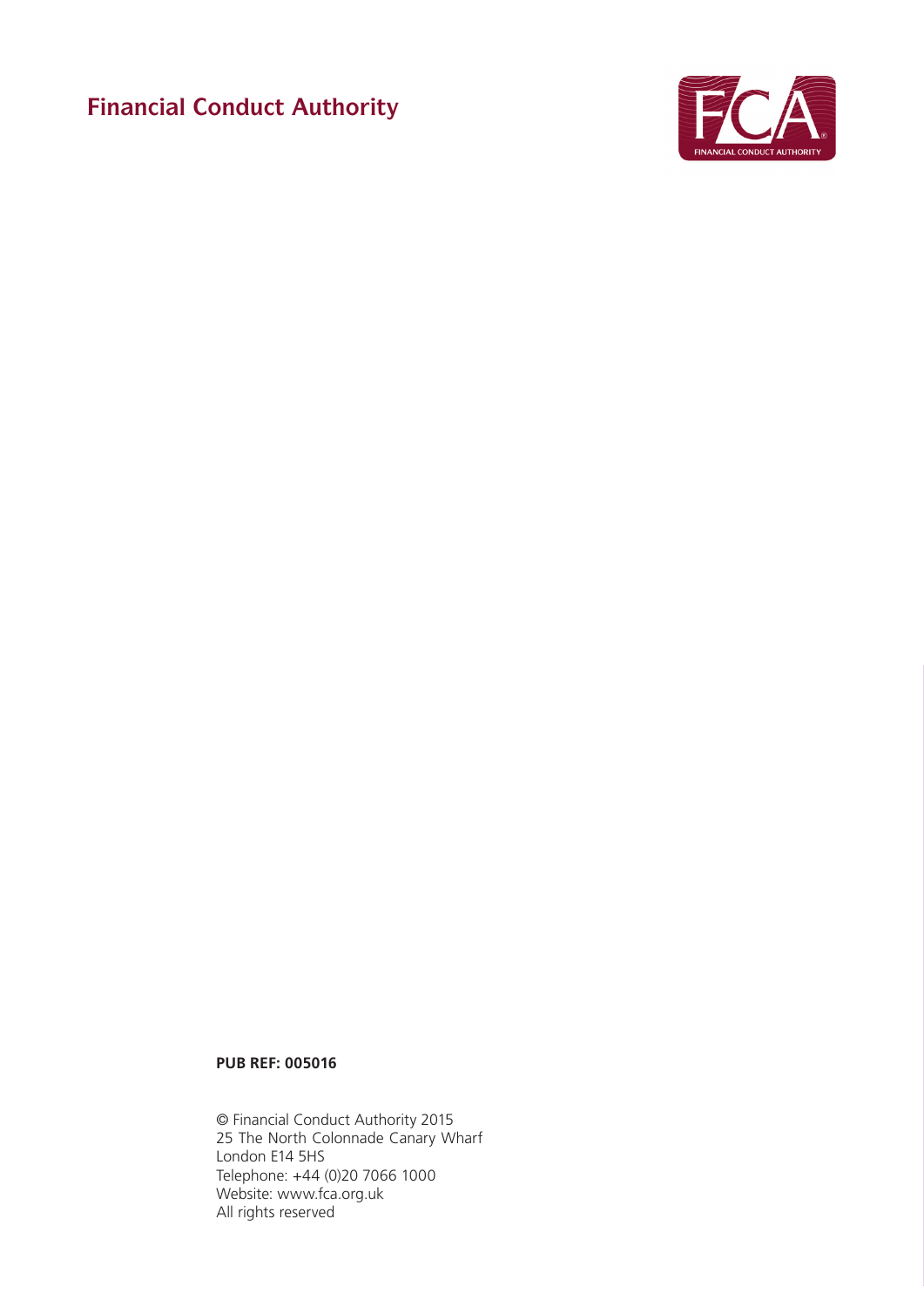**Financial Conduct Authority**

**PUB REF: 005016**

© Financial Conduct Authority 2015
25 The North Colonnade Canary Wharf
London E14 5HS
Telephone: +44 (0)20 7066 1000
Website: www.fca.org.uk
All rights reserved